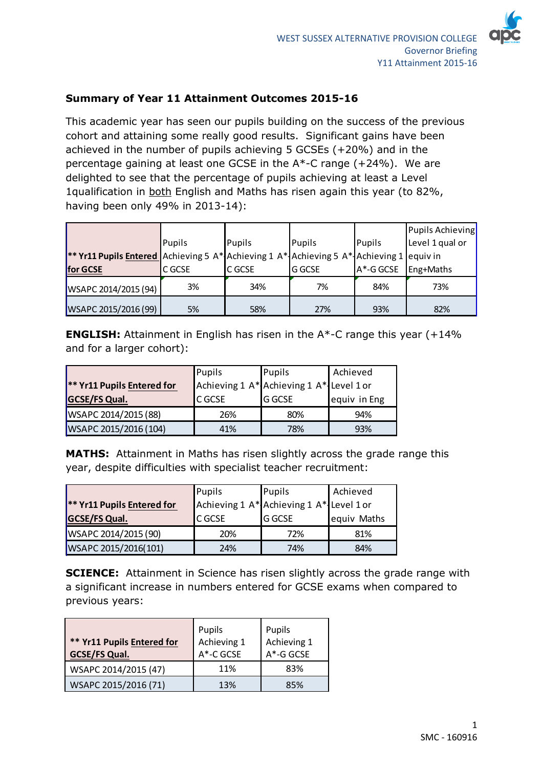WEST SUSSEX ALTERNATIVE PROVISION COLLEGE
Governor Briefing
Y11 Attainment 2015-16

## Summary of Year 11 Attainment Outcomes 2015-16

This academic year has seen our pupils building on the success of the previous cohort and attaining some really good results. Significant gains have been achieved in the number of pupils achieving 5 GCSEs (+20%) and in the percentage gaining at least one GCSE in the A*-C range (+24%). We are delighted to see that the percentage of pupils achieving at least a Level 1qualification in both English and Maths has risen again this year (to 82%, having been only 49% in 2013-14):

| ** Yr11 Pupils Entered for GCSE | Pupils Achieving 5 A*-C GCSE | Pupils Achieving 1 A*-C GCSE | Pupils Achieving 5 A*-G GCSE | Pupils Achieving 1 A*-G GCSE | Pupils Achieving Level 1 qual or equiv in Eng+Maths |
|---|---|---|---|---|---|
| WSAPC 2014/2015 (94) | 3% | 34% | 7% | 84% | 73% |
| WSAPC 2015/2016 (99) | 5% | 58% | 27% | 93% | 82% |

**ENGLISH:** Attainment in English has risen in the A*-C range this year (+14% and for a larger cohort):

| ** Yr11 Pupils Entered for GCSE/FS Qual. | Pupils Achieving 1 A*-C GCSE | Pupils Achieving 1 A*-G GCSE | Achieved Level 1 or equiv in Eng |
|---|---|---|---|
| WSAPC 2014/2015 (88) | 26% | 80% | 94% |
| WSAPC 2015/2016 (104) | 41% | 78% | 93% |

**MATHS:** Attainment in Maths has risen slightly across the grade range this year, despite difficulties with specialist teacher recruitment:

| ** Yr11 Pupils Entered for GCSE/FS Qual. | Pupils Achieving 1 A*-C GCSE | Pupils Achieving 1 A*-G GCSE | Achieved Level 1 or equiv Maths |
|---|---|---|---|
| WSAPC 2014/2015 (90) | 20% | 72% | 81% |
| WSAPC 2015/2016(101) | 24% | 74% | 84% |

**SCIENCE:** Attainment in Science has risen slightly across the grade range with a significant increase in numbers entered for GCSE exams when compared to previous years:

| ** Yr11 Pupils Entered for GCSE/FS Qual. | Pupils Achieving 1 A*-C GCSE | Pupils Achieving 1 A*-G GCSE |
|---|---|---|
| WSAPC 2014/2015 (47) | 11% | 83% |
| WSAPC 2015/2016 (71) | 13% | 85% |

SMC - 160916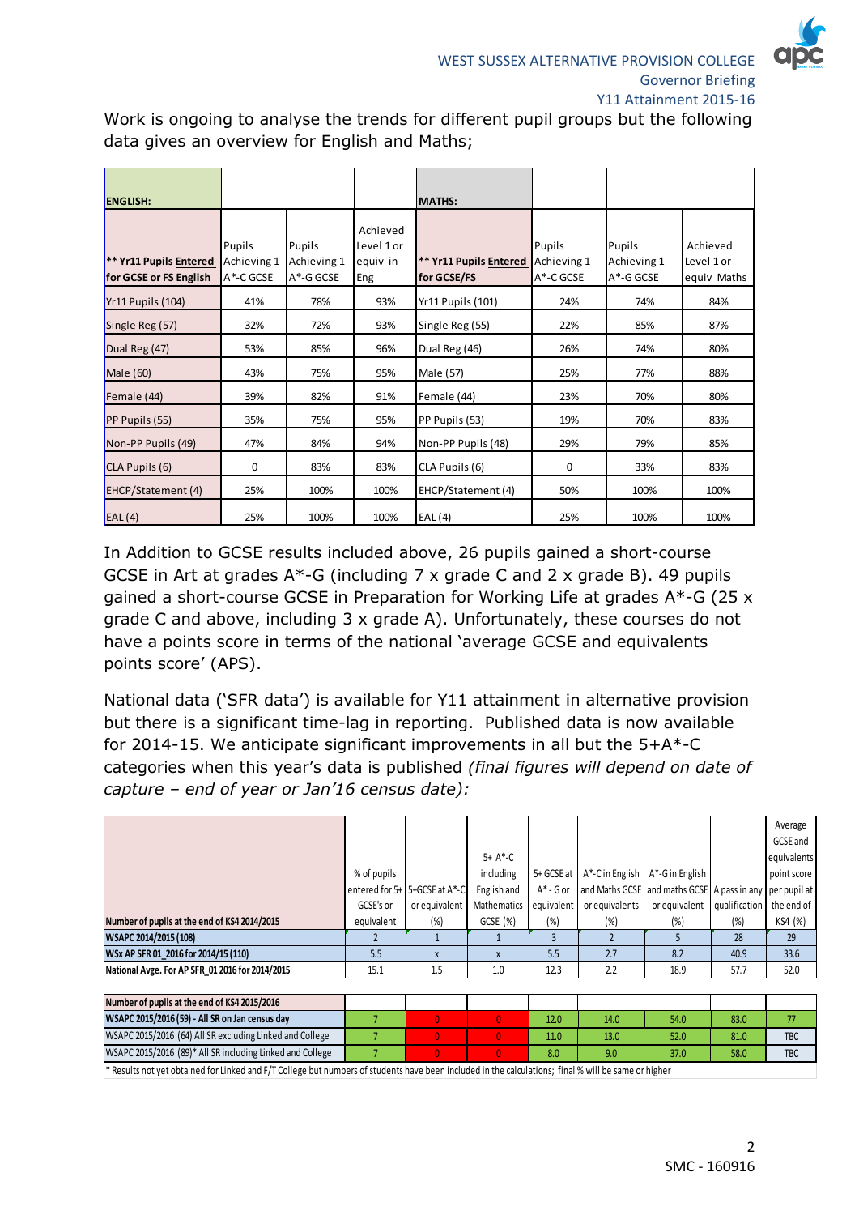Work is ongoing to analyse the trends for different pupil groups but the following data gives an overview for English and Maths;

| ENGLISH: | | | | MATHS: | | | |
|---|---|---|---|---|---|---|---|
| ** Yr11 Pupils Entered for GCSE or FS English | Pupils Achieving 1 A*-C GCSE | Pupils Achieving 1 A*-G GCSE | Achieved Level 1 or equiv in Eng | ** Yr11 Pupils Entered for GCSE/FS | Pupils Achieving 1 A*-C GCSE | Pupils Achieving 1 A*-G GCSE | Achieved Level 1 or equiv Maths |
| Yr11 Pupils (104) | 41% | 78% | 93% | Yr11 Pupils (101) | 24% | 74% | 84% |
| Single Reg (57) | 32% | 72% | 93% | Single Reg (55) | 22% | 85% | 87% |
| Dual Reg (47) | 53% | 85% | 96% | Dual Reg (46) | 26% | 74% | 80% |
| Male (60) | 43% | 75% | 95% | Male (57) | 25% | 77% | 88% |
| Female (44) | 39% | 82% | 91% | Female (44) | 23% | 70% | 80% |
| PP Pupils (55) | 35% | 75% | 95% | PP Pupils (53) | 19% | 70% | 83% |
| Non-PP Pupils (49) | 47% | 84% | 94% | Non-PP Pupils (48) | 29% | 79% | 85% |
| CLA Pupils (6) | 0 | 83% | 83% | CLA Pupils (6) | 0 | 33% | 83% |
| EHCP/Statement (4) | 25% | 100% | 100% | EHCP/Statement (4) | 50% | 100% | 100% |
| EAL (4) | 25% | 100% | 100% | EAL (4) | 25% | 100% | 100% |

In Addition to GCSE results included above, 26 pupils gained a short-course GCSE in Art at grades A*-G (including 7 x grade C and 2 x grade B). 49 pupils gained a short-course GCSE in Preparation for Working Life at grades A*-G (25 x grade C and above, including 3 x grade A). Unfortunately, these courses do not have a points score in terms of the national 'average GCSE and equivalents points score' (APS).

National data ('SFR data') is available for Y11 attainment in alternative provision but there is a significant time-lag in reporting. Published data is now available for 2014-15. We anticipate significant improvements in all but the 5+A*-C categories when this year's data is published *(final figures will depend on date of capture – end of year or Jan'16 census date):*

| Number of pupils at the end of KS4 2014/2015 | % of pupils entered for 5+ GCSE's or equivalent | 5+GCSE at A*-C or equivalent (%) | 5+ A*-C including English and Mathematics GCSE (%) | 5+ GCSE at A* - G or equivalent (%) | A*-C in English and Maths GCSE or equivalents (%) | A*-G in English and maths GCSE or equivalent (%) | A pass in any qualification (%) | Average GCSE and equivalents point score per pupil at the end of KS4 (%) |
|---|---|---|---|---|---|---|---|---|
| WSAPC 2014/2015 (108) | 2 | 1 | 1 | 3 | 2 | 5 | 28 | 29 |
| WSx AP SFR 01_2016 for 2014/15 (110) | 5.5 | x | x | 5.5 | 2.7 | 8.2 | 40.9 | 33.6 |
| National Avge. For AP SFR_01 2016 for 2014/2015 | 15.1 | 1.5 | 1.0 | 12.3 | 2.2 | 18.9 | 57.7 | 52.0 |
| **Number of pupils at the end of KS4 2015/2016** | | | | | | | | |
| WSAPC 2015/2016 (59) - All SR on Jan census day | 7 | 0 | 0 | 12.0 | 14.0 | 54.0 | 83.0 | 77 |
| WSAPC 2015/2016 (64) All SR excluding Linked and College | 7 | 0 | 0 | 11.0 | 13.0 | 52.0 | 81.0 | TBC |
| WSAPC 2015/2016 (89)* All SR including Linked and College | 7 | 0 | 0 | 8.0 | 9.0 | 37.0 | 58.0 | TBC |

\* Results not yet obtained for Linked and F/T College but numbers of students have been included in the calculations; final % will be same or higher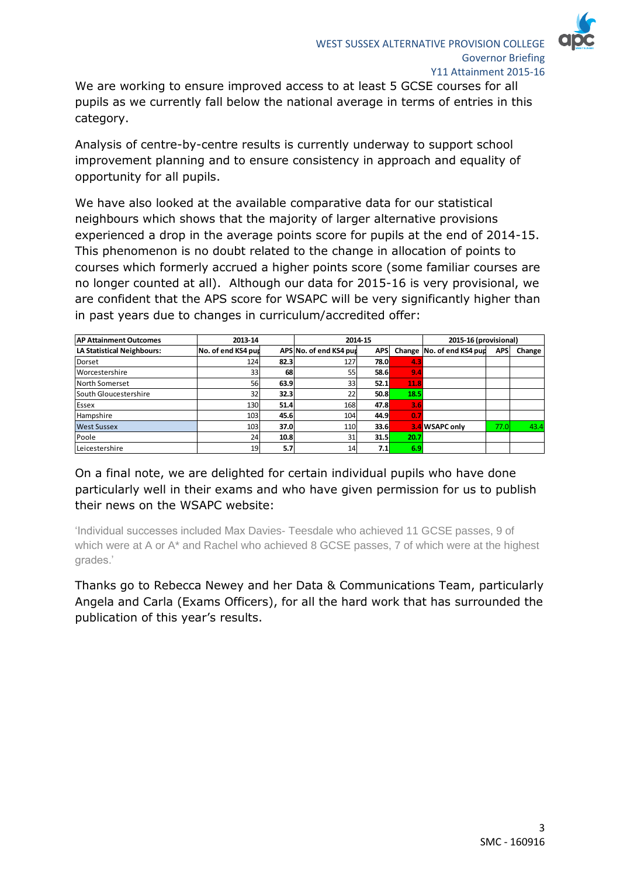We are working to ensure improved access to at least 5 GCSE courses for all pupils as we currently fall below the national average in terms of entries in this category.

Analysis of centre-by-centre results is currently underway to support school improvement planning and to ensure consistency in approach and equality of opportunity for all pupils.

We have also looked at the available comparative data for our statistical neighbours which shows that the majority of larger alternative provisions experienced a drop in the average points score for pupils at the end of 2014-15. This phenomenon is no doubt related to the change in allocation of points to courses which formerly accrued a higher points score (some familiar courses are no longer counted at all). Although our data for 2015-16 is very provisional, we are confident that the APS score for WSAPC will be very significantly higher than in past years due to changes in curriculum/accredited offer:

| AP Attainment Outcomes | 2013-14 | | 2014-15 | | | 2015-16 (provisional) | | |
|---|---|---|---|---|---|---|---|---|
| LA Statistical Neighbours: | No. of end KS4 pup | APS | No. of end KS4 pup | APS | Change | No. of end KS4 pup | APS | Change |
| Dorset | 124 | 82.3 | 127 | 78.0 | 4.3 | | | |
| Worcestershire | 33 | 68 | 55 | 58.6 | 9.4 | | | |
| North Somerset | 56 | 63.9 | 33 | 52.1 | 11.8 | | | |
| South Gloucestershire | 32 | 32.3 | 22 | 50.8 | 18.5 | | | |
| Essex | 130 | 51.4 | 168 | 47.8 | 3.6 | | | |
| Hampshire | 103 | 45.6 | 104 | 44.9 | 0.7 | | | |
| West Sussex | 103 | 37.0 | 110 | 33.6 | 3.4 | WSAPC only | 77.0 | 43.4 |
| Poole | 24 | 10.8 | 31 | 31.5 | 20.7 | | | |
| Leicestershire | 19 | 5.7 | 14 | 7.1 | 6.9 | | | |

On a final note, we are delighted for certain individual pupils who have done particularly well in their exams and who have given permission for us to publish their news on the WSAPC website:

'Individual successes included Max Davies- Teesdale who achieved 11 GCSE passes, 9 of which were at A or A* and Rachel who achieved 8 GCSE passes, 7 of which were at the highest grades.'

Thanks go to Rebecca Newey and her Data & Communications Team, particularly Angela and Carla (Exams Officers), for all the hard work that has surrounded the publication of this year's results.